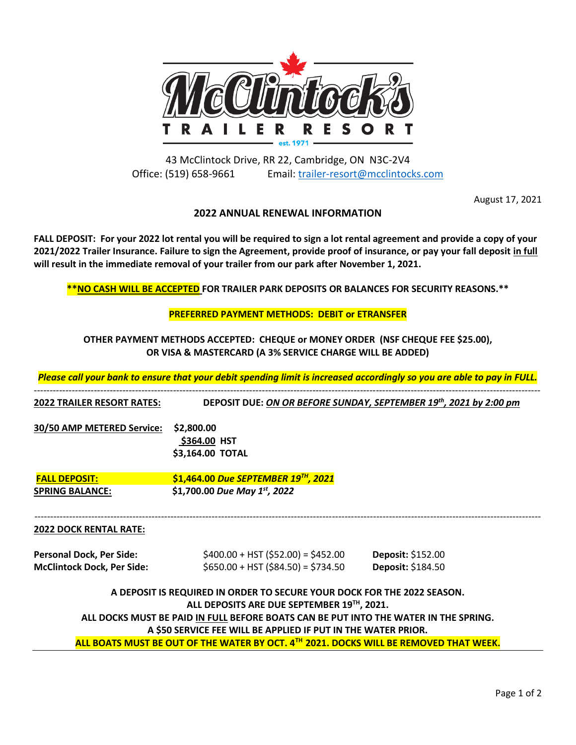# McClintock's TRAILER RESORT

est. 1971

43 McClintock Drive, RR 22, Cambridge, ON N3C-2V4
Office: (519) 658-9661 Email: [trailer-resort@mcclintocks.com](mailto:trailer-resort@mcclintocks.com)

August 17, 2021

## 2022 ANNUAL RENEWAL INFORMATION

**FALL DEPOSIT: For your 2022 lot rental you will be required to sign a lot rental agreement and provide a copy of your 2021/2022 Trailer Insurance. Failure to sign the Agreement, provide proof of insurance, or pay your fall deposit in full will result in the immediate removal of your trailer from our park after November 1, 2021.**

**\*\*NO CASH WILL BE ACCEPTED FOR TRAILER PARK DEPOSITS OR BALANCES FOR SECURITY REASONS.\*\***

**PREFERRED PAYMENT METHODS: DEBIT or ETRANSFER**

**OTHER PAYMENT METHODS ACCEPTED: CHEQUE or MONEY ORDER (NSF CHEQUE FEE $25.00), OR VISA & MASTERCARD (A 3% SERVICE CHARGE WILL BE ADDED)**

***Please call your bank to ensure that your debit spending limit is increased accordingly so you are able to pay in FULL.***

---

**2022 TRAILER RESORT RATES:** **DEPOSIT DUE: *ON OR BEFORE SUNDAY, SEPTEMBER 19th, 2021 by 2:00 pm***

**30/50 AMP METERED Service:** **$2,800.00**
**$364.00 HST**
**$3,164.00 TOTAL**

**FALL DEPOSIT:** **$1,464.00 *Due SEPTEMBER 19TH, 2021***
**SPRING BALANCE:** **$1,700.00 *Due May 1st, 2022***

---

**2022 DOCK RENTAL RATE:**

| | | |
|---|---|---|
| **Personal Dock, Per Side:** | $400.00 + HST ($52.00) = $452.00 | **Deposit:** $152.00 |
| **McClintock Dock, Per Side:** | $650.00 + HST ($84.50) = $734.50 | **Deposit:** $184.50 |

**A DEPOSIT IS REQUIRED IN ORDER TO SECURE YOUR DOCK FOR THE 2022 SEASON.**
**ALL DEPOSITS ARE DUE SEPTEMBER 19TH, 2021.**
**ALL DOCKS MUST BE PAID IN FULL BEFORE BOATS CAN BE PUT INTO THE WATER IN THE SPRING.**
**A $50 SERVICE FEE WILL BE APPLIED IF PUT IN THE WATER PRIOR.**
**ALL BOATS MUST BE OUT OF THE WATER BY OCT. 4TH 2021. DOCKS WILL BE REMOVED THAT WEEK.**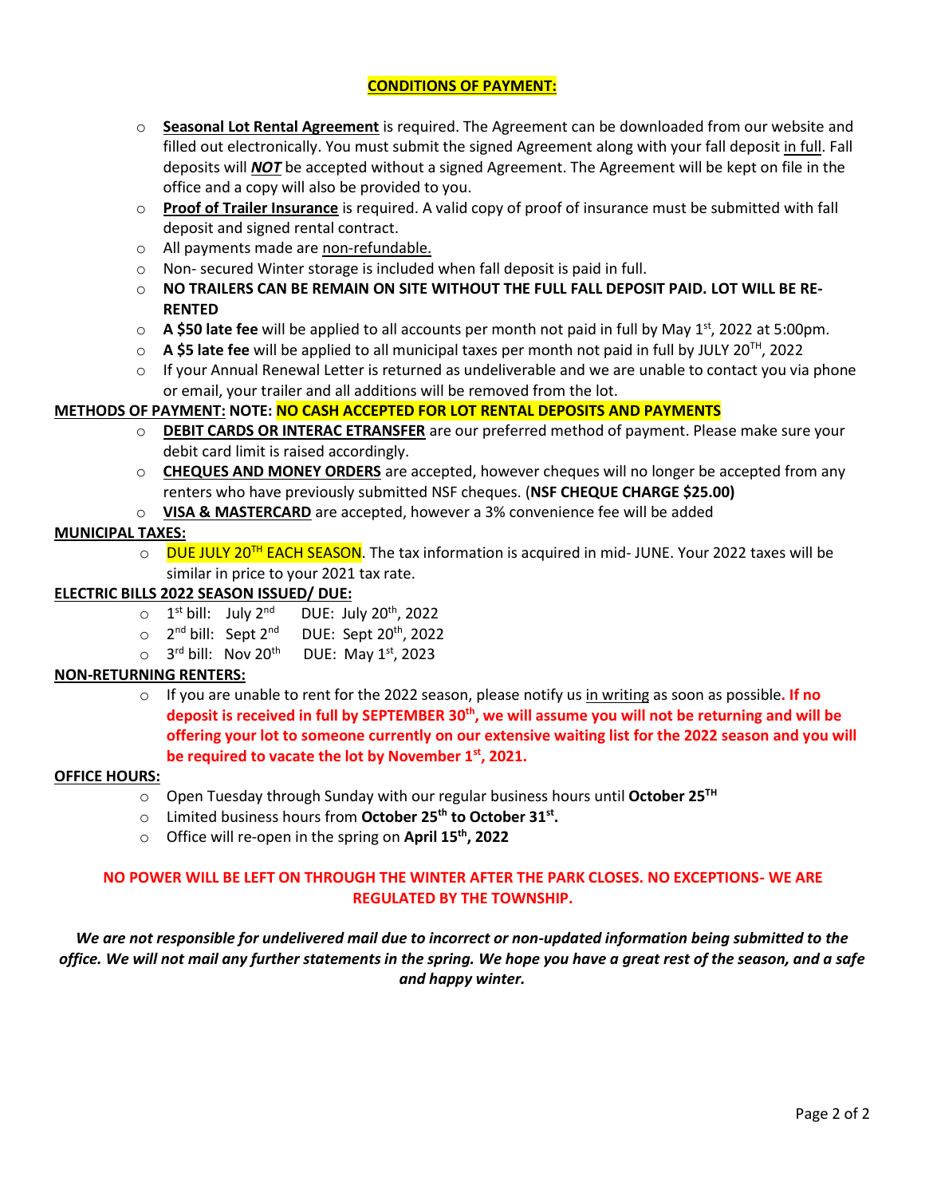## CONDITIONS OF PAYMENT:

- **Seasonal Lot Rental Agreement** is required. The Agreement can be downloaded from our website and filled out electronically. You must submit the signed Agreement along with your fall deposit in full. Fall deposits will ***NOT*** be accepted without a signed Agreement. The Agreement will be kept on file in the office and a copy will also be provided to you.
- **Proof of Trailer Insurance** is required. A valid copy of proof of insurance must be submitted with fall deposit and signed rental contract.
- All payments made are non-refundable.
- Non- secured Winter storage is included when fall deposit is paid in full.
- **NO TRAILERS CAN BE REMAIN ON SITE WITHOUT THE FULL FALL DEPOSIT PAID. LOT WILL BE RE-RENTED**
- **A $50 late fee** will be applied to all accounts per month not paid in full by May 1st, 2022 at 5:00pm.
- **A $5 late fee** will be applied to all municipal taxes per month not paid in full by JULY 20TH, 2022
- If your Annual Renewal Letter is returned as undeliverable and we are unable to contact you via phone or email, your trailer and all additions will be removed from the lot.

**METHODS OF PAYMENT: NOTE: NO CASH ACCEPTED FOR LOT RENTAL DEPOSITS AND PAYMENTS**

- **DEBIT CARDS OR INTERAC ETRANSFER** are our preferred method of payment. Please make sure your debit card limit is raised accordingly.
- **CHEQUES AND MONEY ORDERS** are accepted, however cheques will no longer be accepted from any renters who have previously submitted NSF cheques. (**NSF CHEQUE CHARGE $25.00)**
- **VISA & MASTERCARD** are accepted, however a 3% convenience fee will be added

**MUNICIPAL TAXES:**

- DUE JULY 20TH EACH SEASON. The tax information is acquired in mid- JUNE. Your 2022 taxes will be similar in price to your 2021 tax rate.

**ELECTRIC BILLS 2022 SEASON ISSUED/ DUE:**

- 1st bill: July 2nd DUE: July 20th, 2022
- 2nd bill: Sept 2nd DUE: Sept 20th, 2022
- 3rd bill: Nov 20th DUE: May 1st, 2023

**NON-RETURNING RENTERS:**

- If you are unable to rent for the 2022 season, please notify us in writing as soon as possible. **If no deposit is received in full by SEPTEMBER 30th, we will assume you will not be returning and will be offering your lot to someone currently on our extensive waiting list for the 2022 season and you will be required to vacate the lot by November 1st, 2021.**

**OFFICE HOURS:**

- Open Tuesday through Sunday with our regular business hours until **October 25TH**
- Limited business hours from **October 25th to October 31st.**
- Office will re-open in the spring on **April 15th, 2022**

**NO POWER WILL BE LEFT ON THROUGH THE WINTER AFTER THE PARK CLOSES. NO EXCEPTIONS- WE ARE REGULATED BY THE TOWNSHIP.**

***We are not responsible for undelivered mail due to incorrect or non-updated information being submitted to the office. We will not mail any further statements in the spring. We hope you have a great rest of the season, and a safe and happy winter.***